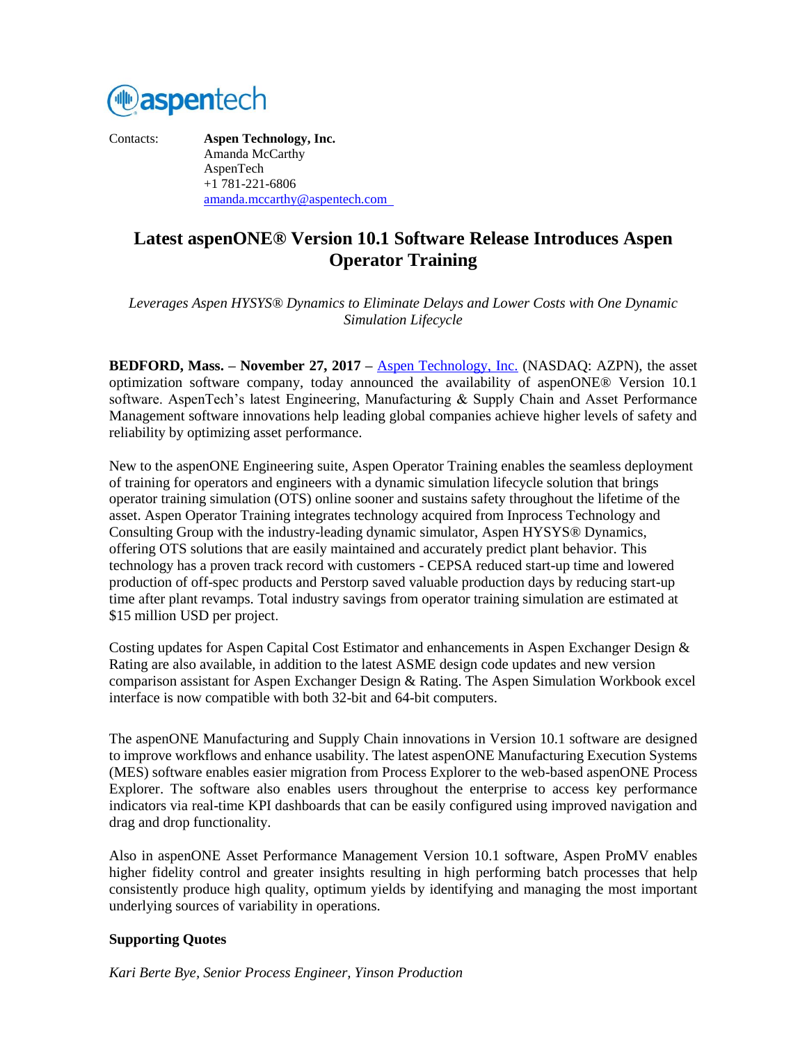aspentech

Contacts: **Aspen Technology, Inc.**
Amanda McCarthy
AspenTech
+1 781-221-6806
amanda.mccarthy@aspentech.com

# Latest aspenONE® Version 10.1 Software Release Introduces Aspen Operator Training

*Leverages Aspen HYSYS® Dynamics to Eliminate Delays and Lower Costs with One Dynamic Simulation Lifecycle*

**BEDFORD, Mass. – November 27, 2017 –** Aspen Technology, Inc. (NASDAQ: AZPN), the asset optimization software company, today announced the availability of aspenONE® Version 10.1 software. AspenTech's latest Engineering, Manufacturing & Supply Chain and Asset Performance Management software innovations help leading global companies achieve higher levels of safety and reliability by optimizing asset performance.

New to the aspenONE Engineering suite, Aspen Operator Training enables the seamless deployment of training for operators and engineers with a dynamic simulation lifecycle solution that brings operator training simulation (OTS) online sooner and sustains safety throughout the lifetime of the asset. Aspen Operator Training integrates technology acquired from Inprocess Technology and Consulting Group with the industry-leading dynamic simulator, Aspen HYSYS® Dynamics, offering OTS solutions that are easily maintained and accurately predict plant behavior. This technology has a proven track record with customers - CEPSA reduced start-up time and lowered production of off-spec products and Perstorp saved valuable production days by reducing start-up time after plant revamps. Total industry savings from operator training simulation are estimated at $15 million USD per project.

Costing updates for Aspen Capital Cost Estimator and enhancements in Aspen Exchanger Design & Rating are also available, in addition to the latest ASME design code updates and new version comparison assistant for Aspen Exchanger Design & Rating. The Aspen Simulation Workbook excel interface is now compatible with both 32-bit and 64-bit computers.

The aspenONE Manufacturing and Supply Chain innovations in Version 10.1 software are designed to improve workflows and enhance usability. The latest aspenONE Manufacturing Execution Systems (MES) software enables easier migration from Process Explorer to the web-based aspenONE Process Explorer. The software also enables users throughout the enterprise to access key performance indicators via real-time KPI dashboards that can be easily configured using improved navigation and drag and drop functionality.

Also in aspenONE Asset Performance Management Version 10.1 software, Aspen ProMV enables higher fidelity control and greater insights resulting in high performing batch processes that help consistently produce high quality, optimum yields by identifying and managing the most important underlying sources of variability in operations.

**Supporting Quotes**

*Kari Berte Bye, Senior Process Engineer, Yinson Production*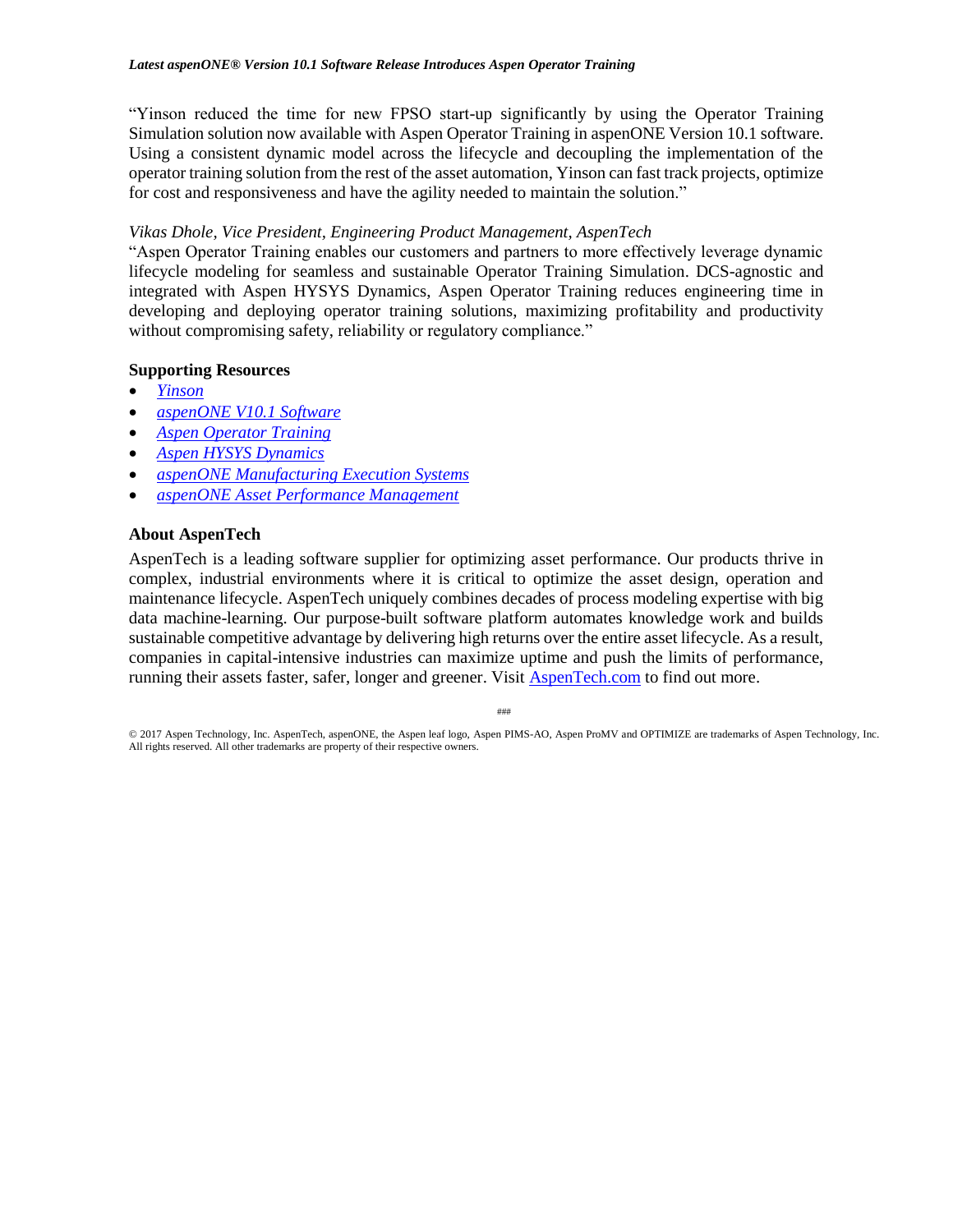"Yinson reduced the time for new FPSO start-up significantly by using the Operator Training Simulation solution now available with Aspen Operator Training in aspenONE Version 10.1 software. Using a consistent dynamic model across the lifecycle and decoupling the implementation of the operator training solution from the rest of the asset automation, Yinson can fast track projects, optimize for cost and responsiveness and have the agility needed to maintain the solution."

*Vikas Dhole, Vice President, Engineering Product Management, AspenTech*
"Aspen Operator Training enables our customers and partners to more effectively leverage dynamic lifecycle modeling for seamless and sustainable Operator Training Simulation. DCS-agnostic and integrated with Aspen HYSYS Dynamics, Aspen Operator Training reduces engineering time in developing and deploying operator training solutions, maximizing profitability and productivity without compromising safety, reliability or regulatory compliance."

**Supporting Resources**

- *Yinson*
- *aspenONE V10.1 Software*
- *Aspen Operator Training*
- *Aspen HYSYS Dynamics*
- *aspenONE Manufacturing Execution Systems*
- *aspenONE Asset Performance Management*

**About AspenTech**

AspenTech is a leading software supplier for optimizing asset performance. Our products thrive in complex, industrial environments where it is critical to optimize the asset design, operation and maintenance lifecycle. AspenTech uniquely combines decades of process modeling expertise with big data machine-learning. Our purpose-built software platform automates knowledge work and builds sustainable competitive advantage by delivering high returns over the entire asset lifecycle. As a result, companies in capital-intensive industries can maximize uptime and push the limits of performance, running their assets faster, safer, longer and greener. Visit AspenTech.com to find out more.

###

© 2017 Aspen Technology, Inc. AspenTech, aspenONE, the Aspen leaf logo, Aspen PIMS-AO, Aspen ProMV and OPTIMIZE are trademarks of Aspen Technology, Inc. All rights reserved. All other trademarks are property of their respective owners.